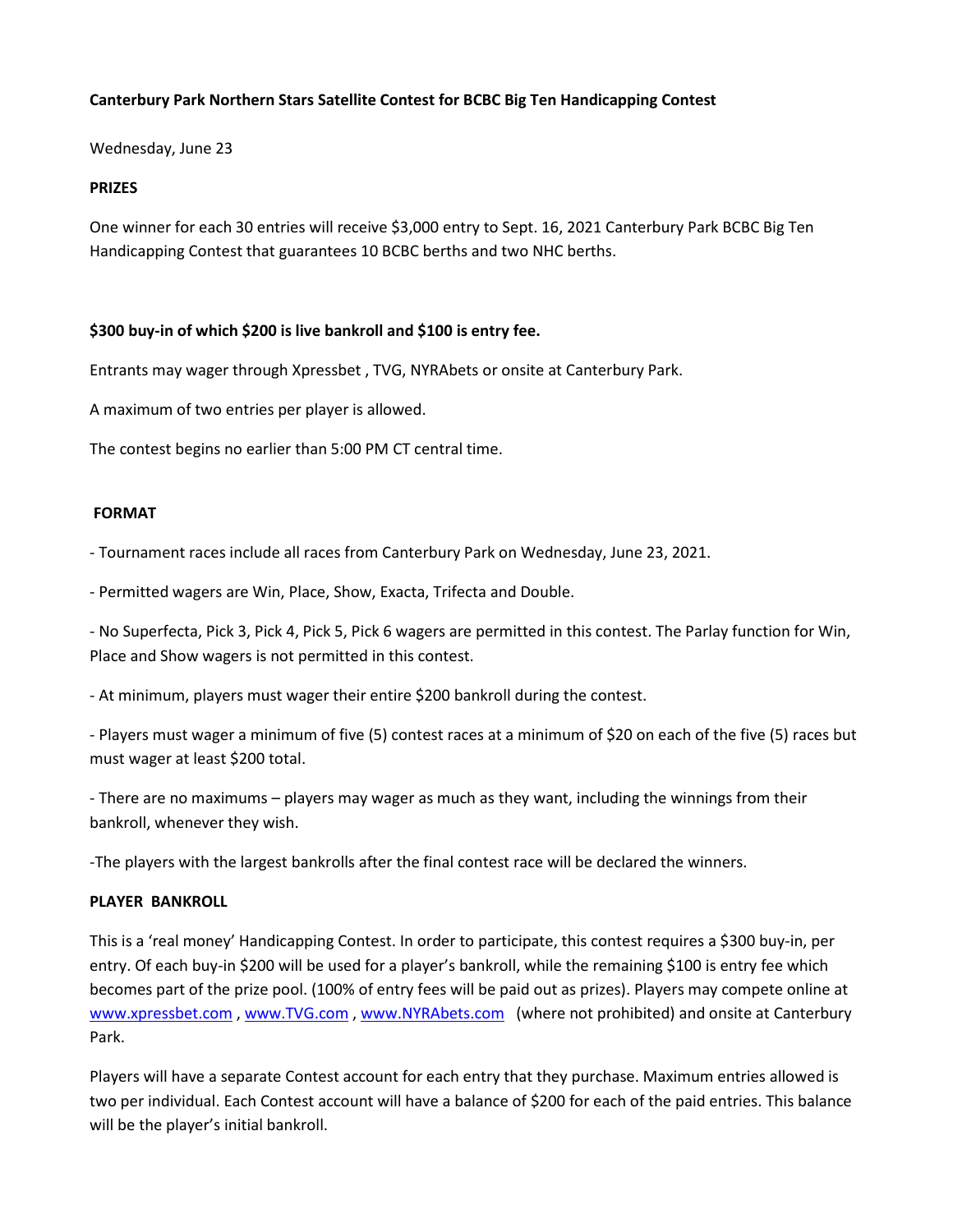**Canterbury Park Northern Stars Satellite Contest for BCBC Big Ten Handicapping Contest**

Wednesday, June 23

**PRIZES**

One winner for each 30 entries will receive $3,000 entry to Sept. 16, 2021 Canterbury Park BCBC Big Ten Handicapping Contest that guarantees 10 BCBC berths and two NHC berths.

**$300 buy-in of which $200 is live bankroll and $100 is entry fee.**

Entrants may wager through Xpressbet , TVG, NYRAbets or onsite at Canterbury Park.

A maximum of two entries per player is allowed.

The contest begins no earlier than 5:00 PM CT central time.

**FORMAT**

- Tournament races include all races from Canterbury Park on Wednesday, June 23, 2021.

- Permitted wagers are Win, Place, Show, Exacta, Trifecta and Double.

- No Superfecta, Pick 3, Pick 4, Pick 5, Pick 6 wagers are permitted in this contest. The Parlay function for Win, Place and Show wagers is not permitted in this contest.

- At minimum, players must wager their entire $200 bankroll during the contest.

- Players must wager a minimum of five (5) contest races at a minimum of $20 on each of the five (5) races but must wager at least $200 total.

- There are no maximums – players may wager as much as they want, including the winnings from their bankroll, whenever they wish.

-The players with the largest bankrolls after the final contest race will be declared the winners.

**PLAYER BANKROLL**

This is a 'real money' Handicapping Contest. In order to participate, this contest requires a $300 buy-in, per entry. Of each buy-in $200 will be used for a player's bankroll, while the remaining $100 is entry fee which becomes part of the prize pool. (100% of entry fees will be paid out as prizes). Players may compete online at www.xpressbet.com , www.TVG.com , www.NYRAbets.com (where not prohibited) and onsite at Canterbury Park.

Players will have a separate Contest account for each entry that they purchase. Maximum entries allowed is two per individual. Each Contest account will have a balance of $200 for each of the paid entries. This balance will be the player's initial bankroll.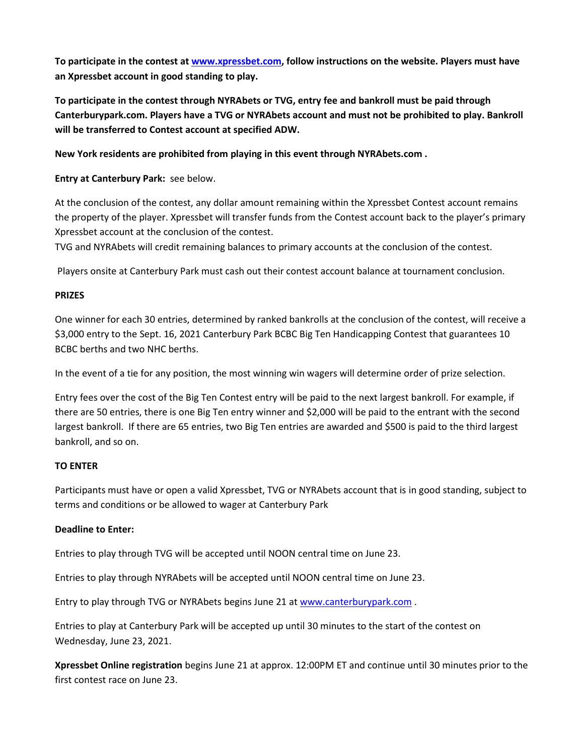**To participate in the contest at [www.xpressbet.com](www.xpressbet.com), follow instructions on the website. Players must have an Xpressbet account in good standing to play.**

**To participate in the contest through NYRAbets or TVG, entry fee and bankroll must be paid through Canterburypark.com. Players have a TVG or NYRAbets account and must not be prohibited to play. Bankroll will be transferred to Contest account at specified ADW.**

**New York residents are prohibited from playing in this event through NYRAbets.com .**

**Entry at Canterbury Park:** see below.

At the conclusion of the contest, any dollar amount remaining within the Xpressbet Contest account remains the property of the player. Xpressbet will transfer funds from the Contest account back to the player's primary Xpressbet account at the conclusion of the contest.
TVG and NYRAbets will credit remaining balances to primary accounts at the conclusion of the contest.

Players onsite at Canterbury Park must cash out their contest account balance at tournament conclusion.

**PRIZES**

One winner for each 30 entries, determined by ranked bankrolls at the conclusion of the contest, will receive a $3,000 entry to the Sept. 16, 2021 Canterbury Park BCBC Big Ten Handicapping Contest that guarantees 10 BCBC berths and two NHC berths.

In the event of a tie for any position, the most winning win wagers will determine order of prize selection.

Entry fees over the cost of the Big Ten Contest entry will be paid to the next largest bankroll. For example, if there are 50 entries, there is one Big Ten entry winner and $2,000 will be paid to the entrant with the second largest bankroll. If there are 65 entries, two Big Ten entries are awarded and $500 is paid to the third largest bankroll, and so on.

**TO ENTER**

Participants must have or open a valid Xpressbet, TVG or NYRAbets account that is in good standing, subject to terms and conditions or be allowed to wager at Canterbury Park

**Deadline to Enter:**

Entries to play through TVG will be accepted until NOON central time on June 23.

Entries to play through NYRAbets will be accepted until NOON central time on June 23.

Entry to play through TVG or NYRAbets begins June 21 at [www.canterburypark.com](www.canterburypark.com) .

Entries to play at Canterbury Park will be accepted up until 30 minutes to the start of the contest on Wednesday, June 23, 2021.

**Xpressbet Online registration** begins June 21 at approx. 12:00PM ET and continue until 30 minutes prior to the first contest race on June 23.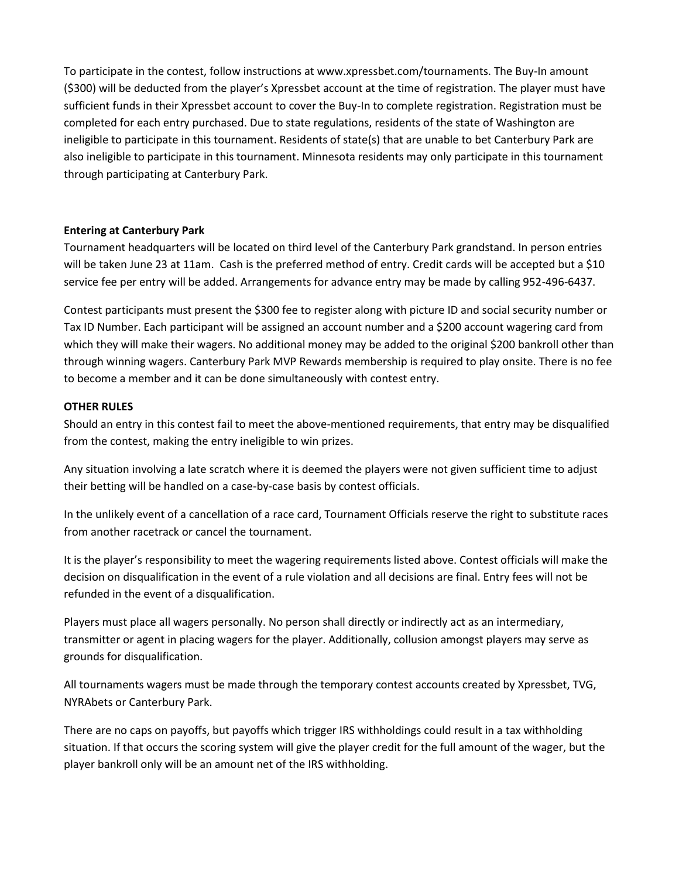To participate in the contest, follow instructions at www.xpressbet.com/tournaments. The Buy-In amount ($300) will be deducted from the player's Xpressbet account at the time of registration. The player must have sufficient funds in their Xpressbet account to cover the Buy-In to complete registration. Registration must be completed for each entry purchased. Due to state regulations, residents of the state of Washington are ineligible to participate in this tournament. Residents of state(s) that are unable to bet Canterbury Park are also ineligible to participate in this tournament. Minnesota residents may only participate in this tournament through participating at Canterbury Park.

**Entering at Canterbury Park**

Tournament headquarters will be located on third level of the Canterbury Park grandstand. In person entries will be taken June 23 at 11am. Cash is the preferred method of entry. Credit cards will be accepted but a $10 service fee per entry will be added. Arrangements for advance entry may be made by calling 952-496-6437.

Contest participants must present the $300 fee to register along with picture ID and social security number or Tax ID Number. Each participant will be assigned an account number and a $200 account wagering card from which they will make their wagers. No additional money may be added to the original $200 bankroll other than through winning wagers. Canterbury Park MVP Rewards membership is required to play onsite. There is no fee to become a member and it can be done simultaneously with contest entry.

**OTHER RULES**

Should an entry in this contest fail to meet the above-mentioned requirements, that entry may be disqualified from the contest, making the entry ineligible to win prizes.

Any situation involving a late scratch where it is deemed the players were not given sufficient time to adjust their betting will be handled on a case-by-case basis by contest officials.

In the unlikely event of a cancellation of a race card, Tournament Officials reserve the right to substitute races from another racetrack or cancel the tournament.

It is the player's responsibility to meet the wagering requirements listed above. Contest officials will make the decision on disqualification in the event of a rule violation and all decisions are final. Entry fees will not be refunded in the event of a disqualification.

Players must place all wagers personally. No person shall directly or indirectly act as an intermediary, transmitter or agent in placing wagers for the player. Additionally, collusion amongst players may serve as grounds for disqualification.

All tournaments wagers must be made through the temporary contest accounts created by Xpressbet, TVG, NYRAbets or Canterbury Park.

There are no caps on payoffs, but payoffs which trigger IRS withholdings could result in a tax withholding situation. If that occurs the scoring system will give the player credit for the full amount of the wager, but the player bankroll only will be an amount net of the IRS withholding.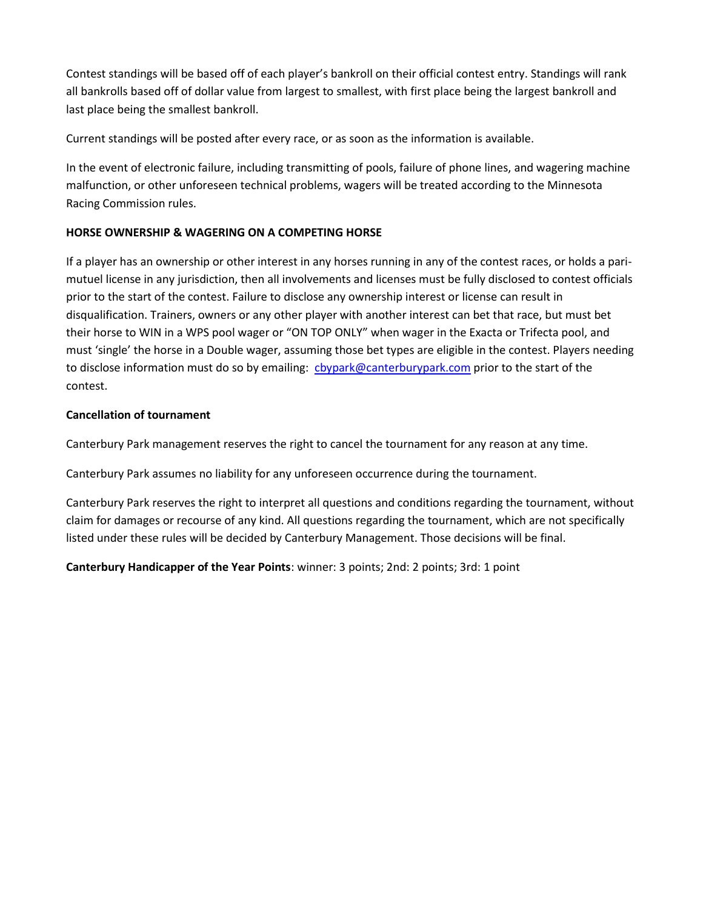Contest standings will be based off of each player's bankroll on their official contest entry. Standings will rank all bankrolls based off of dollar value from largest to smallest, with first place being the largest bankroll and last place being the smallest bankroll.

Current standings will be posted after every race, or as soon as the information is available.

In the event of electronic failure, including transmitting of pools, failure of phone lines, and wagering machine malfunction, or other unforeseen technical problems, wagers will be treated according to the Minnesota Racing Commission rules.

**HORSE OWNERSHIP & WAGERING ON A COMPETING HORSE**

If a player has an ownership or other interest in any horses running in any of the contest races, or holds a pari-mutuel license in any jurisdiction, then all involvements and licenses must be fully disclosed to contest officials prior to the start of the contest. Failure to disclose any ownership interest or license can result in disqualification. Trainers, owners or any other player with another interest can bet that race, but must bet their horse to WIN in a WPS pool wager or "ON TOP ONLY" when wager in the Exacta or Trifecta pool, and must 'single' the horse in a Double wager, assuming those bet types are eligible in the contest. Players needing to disclose information must do so by emailing: cbypark@canterburypark.com prior to the start of the contest.

**Cancellation of tournament**

Canterbury Park management reserves the right to cancel the tournament for any reason at any time.

Canterbury Park assumes no liability for any unforeseen occurrence during the tournament.

Canterbury Park reserves the right to interpret all questions and conditions regarding the tournament, without claim for damages or recourse of any kind. All questions regarding the tournament, which are not specifically listed under these rules will be decided by Canterbury Management. Those decisions will be final.

**Canterbury Handicapper of the Year Points**: winner: 3 points; 2nd: 2 points; 3rd: 1 point